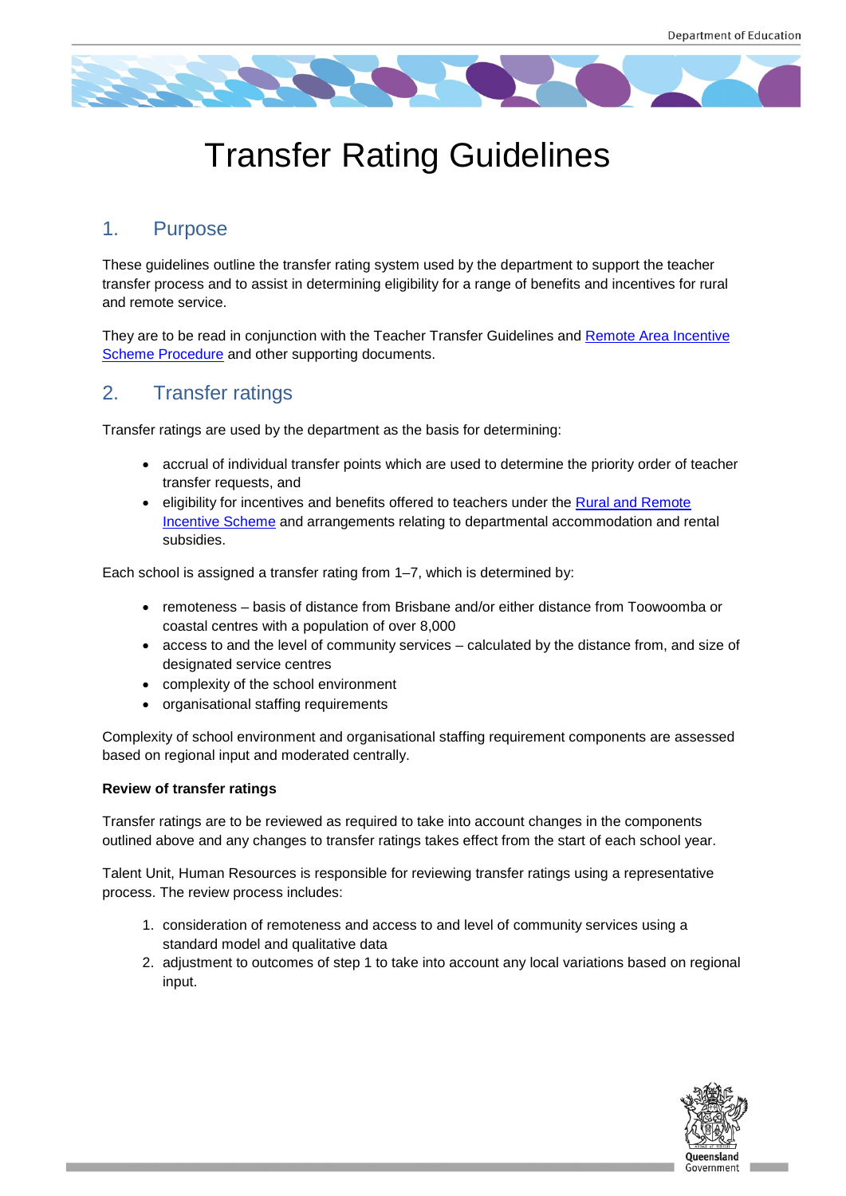# Transfer Rating Guidelines

## 1. Purpose

These guidelines outline the transfer rating system used by the department to support the teacher transfer process and to assist in determining eligibility for a range of benefits and incentives for rural and remote service.

They are to be read in conjunction with the Teacher Transfer Guidelines and [Remote Area Incentive Scheme Procedure] and other supporting documents.

## 2. Transfer ratings

Transfer ratings are used by the department as the basis for determining:

- accrual of individual transfer points which are used to determine the priority order of teacher transfer requests, and
- eligibility for incentives and benefits offered to teachers under the [Rural and Remote Incentive Scheme] and arrangements relating to departmental accommodation and rental subsidies.

Each school is assigned a transfer rating from 1–7, which is determined by:

- remoteness – basis of distance from Brisbane and/or either distance from Toowoomba or coastal centres with a population of over 8,000
- access to and the level of community services – calculated by the distance from, and size of designated service centres
- complexity of the school environment
- organisational staffing requirements

Complexity of school environment and organisational staffing requirement components are assessed based on regional input and moderated centrally.

**Review of transfer ratings**

Transfer ratings are to be reviewed as required to take into account changes in the components outlined above and any changes to transfer ratings takes effect from the start of each school year.

Talent Unit, Human Resources is responsible for reviewing transfer ratings using a representative process. The review process includes:

1. consideration of remoteness and access to and level of community services using a standard model and qualitative data
2. adjustment to outcomes of step 1 to take into account any local variations based on regional input.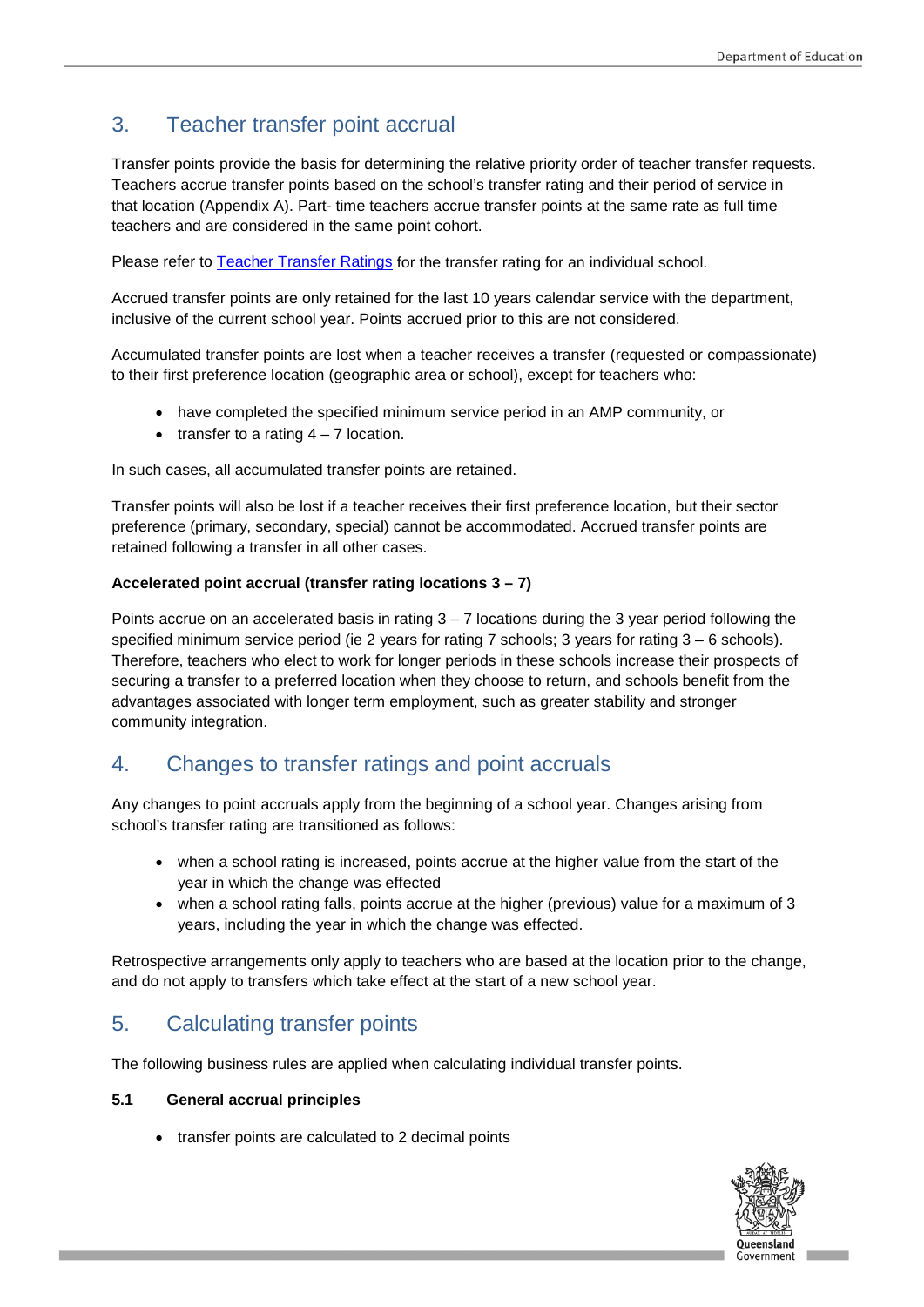## 3. Teacher transfer point accrual

Transfer points provide the basis for determining the relative priority order of teacher transfer requests. Teachers accrue transfer points based on the school's transfer rating and their period of service in that location (Appendix A). Part- time teachers accrue transfer points at the same rate as full time teachers and are considered in the same point cohort.

Please refer to [Teacher Transfer Ratings] for the transfer rating for an individual school.

Accrued transfer points are only retained for the last 10 years calendar service with the department, inclusive of the current school year. Points accrued prior to this are not considered.

Accumulated transfer points are lost when a teacher receives a transfer (requested or compassionate) to their first preference location (geographic area or school), except for teachers who:

- have completed the specified minimum service period in an AMP community, or
- transfer to a rating 4 – 7 location.

In such cases, all accumulated transfer points are retained.

Transfer points will also be lost if a teacher receives their first preference location, but their sector preference (primary, secondary, special) cannot be accommodated. Accrued transfer points are retained following a transfer in all other cases.

**Accelerated point accrual (transfer rating locations 3 – 7)**

Points accrue on an accelerated basis in rating 3 – 7 locations during the 3 year period following the specified minimum service period (ie 2 years for rating 7 schools; 3 years for rating 3 – 6 schools). Therefore, teachers who elect to work for longer periods in these schools increase their prospects of securing a transfer to a preferred location when they choose to return, and schools benefit from the advantages associated with longer term employment, such as greater stability and stronger community integration.

## 4. Changes to transfer ratings and point accruals

Any changes to point accruals apply from the beginning of a school year. Changes arising from school's transfer rating are transitioned as follows:

- when a school rating is increased, points accrue at the higher value from the start of the year in which the change was effected
- when a school rating falls, points accrue at the higher (previous) value for a maximum of 3 years, including the year in which the change was effected.

Retrospective arrangements only apply to teachers who are based at the location prior to the change, and do not apply to transfers which take effect at the start of a new school year.

## 5. Calculating transfer points

The following business rules are applied when calculating individual transfer points.

### 5.1 General accrual principles

- transfer points are calculated to 2 decimal points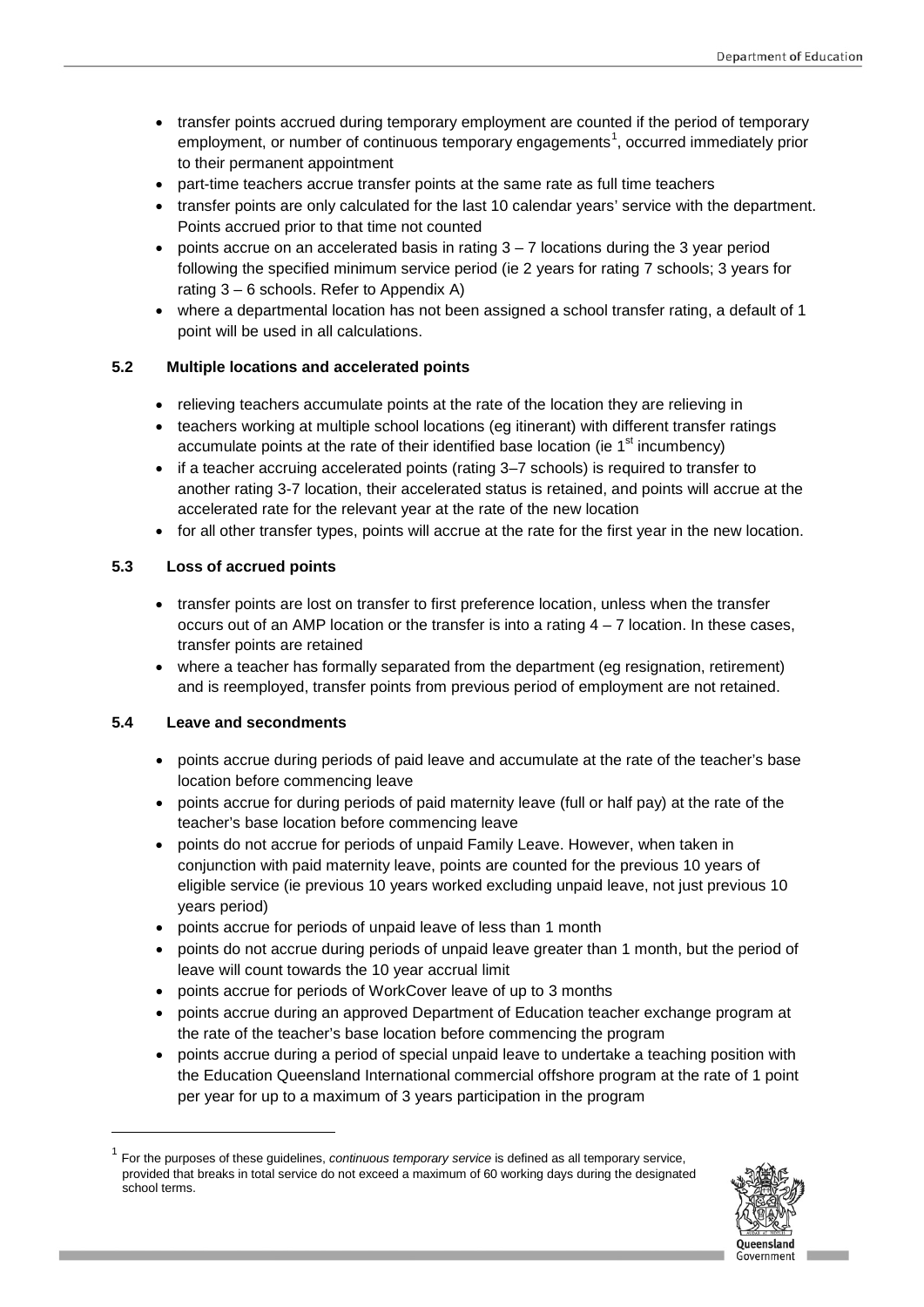- transfer points accrued during temporary employment are counted if the period of temporary employment, or number of continuous temporary engagements[1], occurred immediately prior to their permanent appointment
- part-time teachers accrue transfer points at the same rate as full time teachers
- transfer points are only calculated for the last 10 calendar years' service with the department. Points accrued prior to that time not counted
- points accrue on an accelerated basis in rating 3 – 7 locations during the 3 year period following the specified minimum service period (ie 2 years for rating 7 schools; 3 years for rating 3 – 6 schools. Refer to Appendix A)
- where a departmental location has not been assigned a school transfer rating, a default of 1 point will be used in all calculations.

### 5.2 Multiple locations and accelerated points

- relieving teachers accumulate points at the rate of the location they are relieving in
- teachers working at multiple school locations (eg itinerant) with different transfer ratings accumulate points at the rate of their identified base location (ie 1st incumbency)
- if a teacher accruing accelerated points (rating 3–7 schools) is required to transfer to another rating 3-7 location, their accelerated status is retained, and points will accrue at the accelerated rate for the relevant year at the rate of the new location
- for all other transfer types, points will accrue at the rate for the first year in the new location.

### 5.3 Loss of accrued points

- transfer points are lost on transfer to first preference location, unless when the transfer occurs out of an AMP location or the transfer is into a rating 4 – 7 location. In these cases, transfer points are retained
- where a teacher has formally separated from the department (eg resignation, retirement) and is reemployed, transfer points from previous period of employment are not retained.

### 5.4 Leave and secondments

- points accrue during periods of paid leave and accumulate at the rate of the teacher's base location before commencing leave
- points accrue for during periods of paid maternity leave (full or half pay) at the rate of the teacher's base location before commencing leave
- points do not accrue for periods of unpaid Family Leave. However, when taken in conjunction with paid maternity leave, points are counted for the previous 10 years of eligible service (ie previous 10 years worked excluding unpaid leave, not just previous 10 years period)
- points accrue for periods of unpaid leave of less than 1 month
- points do not accrue during periods of unpaid leave greater than 1 month, but the period of leave will count towards the 10 year accrual limit
- points accrue for periods of WorkCover leave of up to 3 months
- points accrue during an approved Department of Education teacher exchange program at the rate of the teacher's base location before commencing the program
- points accrue during a period of special unpaid leave to undertake a teaching position with the Education Queensland International commercial offshore program at the rate of 1 point per year for up to a maximum of 3 years participation in the program

---

[1] For the purposes of these guidelines, *continuous temporary service* is defined as all temporary service, provided that breaks in total service do not exceed a maximum of 60 working days during the designated school terms.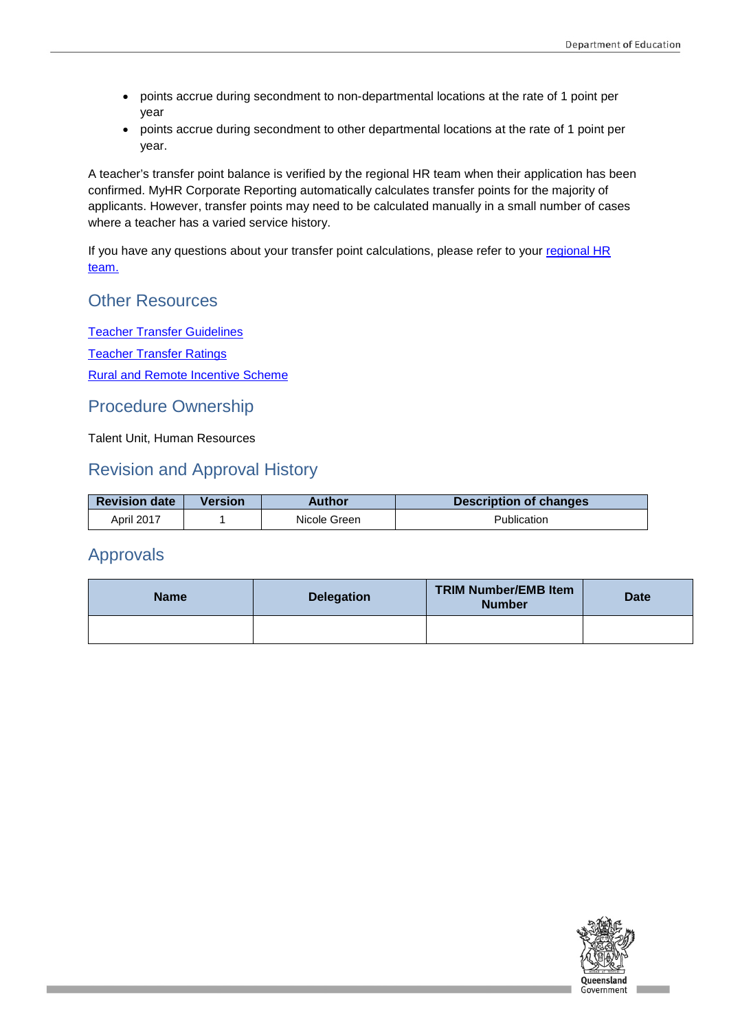- points accrue during secondment to non-departmental locations at the rate of 1 point per year
- points accrue during secondment to other departmental locations at the rate of 1 point per year.

A teacher's transfer point balance is verified by the regional HR team when their application has been confirmed. MyHR Corporate Reporting automatically calculates transfer points for the majority of applicants. However, transfer points may need to be calculated manually in a small number of cases where a teacher has a varied service history.

If you have any questions about your transfer point calculations, please refer to your regional HR team.

## Other Resources

Teacher Transfer Guidelines

Teacher Transfer Ratings

Rural and Remote Incentive Scheme

## Procedure Ownership

Talent Unit, Human Resources

## Revision and Approval History

| Revision date | Version | Author | Description of changes |
| --- | --- | --- | --- |
| April 2017 | 1 | Nicole Green | Publication |

## Approvals

| Name | Delegation | TRIM Number/EMB Item Number | Date |
| --- | --- | --- | --- |
| | | | |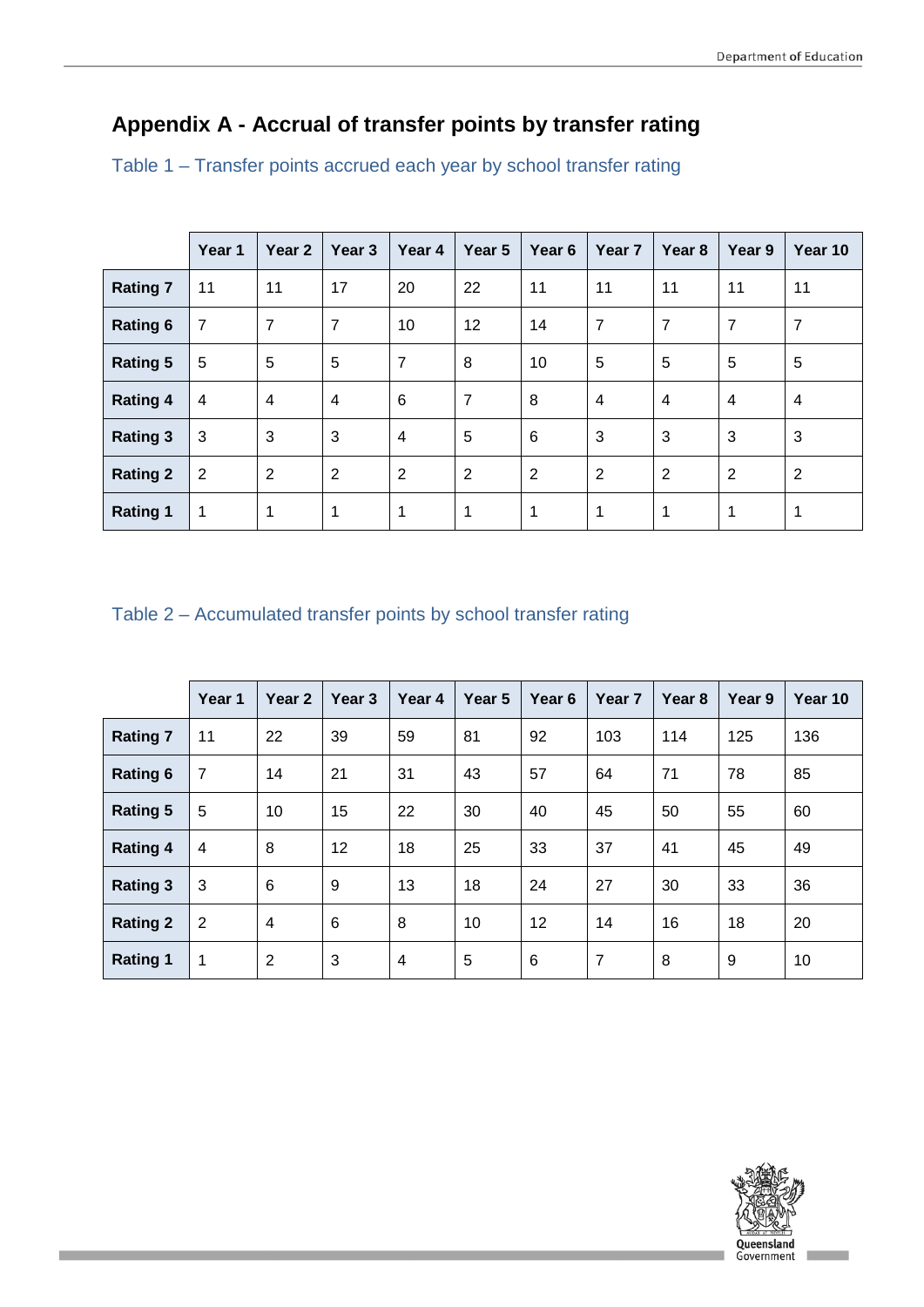## Appendix A - Accrual of transfer points by transfer rating

Table 1 – Transfer points accrued each year by school transfer rating

| | Year 1 | Year 2 | Year 3 | Year 4 | Year 5 | Year 6 | Year 7 | Year 8 | Year 9 | Year 10 |
|---|---|---|---|---|---|---|---|---|---|---|
| **Rating 7** | 11 | 11 | 17 | 20 | 22 | 11 | 11 | 11 | 11 | 11 |
| **Rating 6** | 7 | 7 | 7 | 10 | 12 | 14 | 7 | 7 | 7 | 7 |
| **Rating 5** | 5 | 5 | 5 | 7 | 8 | 10 | 5 | 5 | 5 | 5 |
| **Rating 4** | 4 | 4 | 4 | 6 | 7 | 8 | 4 | 4 | 4 | 4 |
| **Rating 3** | 3 | 3 | 3 | 4 | 5 | 6 | 3 | 3 | 3 | 3 |
| **Rating 2** | 2 | 2 | 2 | 2 | 2 | 2 | 2 | 2 | 2 | 2 |
| **Rating 1** | 1 | 1 | 1 | 1 | 1 | 1 | 1 | 1 | 1 | 1 |

Table 2 – Accumulated transfer points by school transfer rating

| | Year 1 | Year 2 | Year 3 | Year 4 | Year 5 | Year 6 | Year 7 | Year 8 | Year 9 | Year 10 |
|---|---|---|---|---|---|---|---|---|---|---|
| **Rating 7** | 11 | 22 | 39 | 59 | 81 | 92 | 103 | 114 | 125 | 136 |
| **Rating 6** | 7 | 14 | 21 | 31 | 43 | 57 | 64 | 71 | 78 | 85 |
| **Rating 5** | 5 | 10 | 15 | 22 | 30 | 40 | 45 | 50 | 55 | 60 |
| **Rating 4** | 4 | 8 | 12 | 18 | 25 | 33 | 37 | 41 | 45 | 49 |
| **Rating 3** | 3 | 6 | 9 | 13 | 18 | 24 | 27 | 30 | 33 | 36 |
| **Rating 2** | 2 | 4 | 6 | 8 | 10 | 12 | 14 | 16 | 18 | 20 |
| **Rating 1** | 1 | 2 | 3 | 4 | 5 | 6 | 7 | 8 | 9 | 10 |